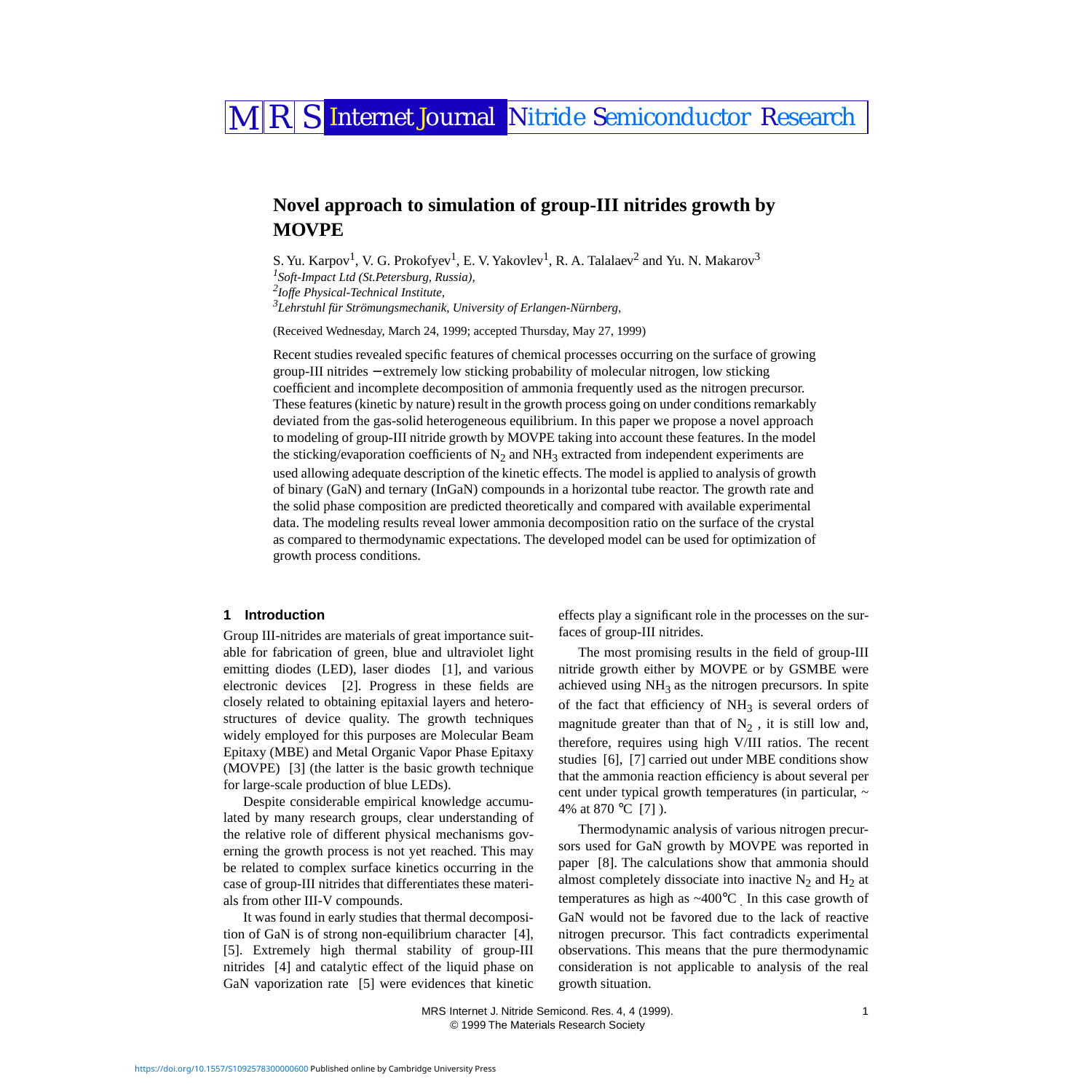# Novel approach to simulation of group-III nitrides growth by MOVPE

S. Yu. Karpov[1], V. G. Prokofyev[1], E. V. Yakovlev[1], R. A. Talalaev[2] and Yu. N. Makarov[3]

[1]*Soft-Impact Ltd (St.Petersburg, Russia),*

[2]*Ioffe Physical-Technical Institute,*

[3]*Lehrstuhl für Strömungsmechanik, University of Erlangen-Nürnberg,*

(Received Wednesday, March 24, 1999; accepted Thursday, May 27, 1999)

Recent studies revealed specific features of chemical processes occurring on the surface of growing group-III nitrides − extremely low sticking probability of molecular nitrogen, low sticking coefficient and incomplete decomposition of ammonia frequently used as the nitrogen precursor. These features (kinetic by nature) result in the growth process going on under conditions remarkably deviated from the gas-solid heterogeneous equilibrium. In this paper we propose a novel approach to modeling of group-III nitride growth by MOVPE taking into account these features. In the model the sticking/evaporation coefficients of $N_2$ and $NH_3$ extracted from independent experiments are used allowing adequate description of the kinetic effects. The model is applied to analysis of growth of binary (GaN) and ternary (InGaN) compounds in a horizontal tube reactor. The growth rate and the solid phase composition are predicted theoretically and compared with available experimental data. The modeling results reveal lower ammonia decomposition ratio on the surface of the crystal as compared to thermodynamic expectations. The developed model can be used for optimization of growth process conditions.

## 1 Introduction

Group III-nitrides are materials of great importance suitable for fabrication of green, blue and ultraviolet light emitting diodes (LED), laser diodes [1], and various electronic devices [2]. Progress in these fields are closely related to obtaining epitaxial layers and heterostructures of device quality. The growth techniques widely employed for this purposes are Molecular Beam Epitaxy (MBE) and Metal Organic Vapor Phase Epitaxy (MOVPE) [3] (the latter is the basic growth technique for large-scale production of blue LEDs).

Despite considerable empirical knowledge accumulated by many research groups, clear understanding of the relative role of different physical mechanisms governing the growth process is not yet reached. This may be related to complex surface kinetics occurring in the case of group-III nitrides that differentiates these materials from other III-V compounds.

It was found in early studies that thermal decomposition of GaN is of strong non-equilibrium character [4], [5]. Extremely high thermal stability of group-III nitrides [4] and catalytic effect of the liquid phase on GaN vaporization rate [5] were evidences that kinetic effects play a significant role in the processes on the surfaces of group-III nitrides.

The most promising results in the field of group-III nitride growth either by MOVPE or by GSMBE were achieved using $NH_3$ as the nitrogen precursors. In spite of the fact that efficiency of $NH_3$ is several orders of magnitude greater than that of $N_2$ , it is still low and, therefore, requires using high V/III ratios. The recent studies [6], [7] carried out under MBE conditions show that the ammonia reaction efficiency is about several per cent under typical growth temperatures (in particular, ~ 4% at 870 °C [7] ).

Thermodynamic analysis of various nitrogen precursors used for GaN growth by MOVPE was reported in paper [8]. The calculations show that ammonia should almost completely dissociate into inactive $N_2$ and $H_2$ at temperatures as high as ~400°C . In this case growth of GaN would not be favored due to the lack of reactive nitrogen precursor. This fact contradicts experimental observations. This means that the pure thermodynamic consideration is not applicable to analysis of the real growth situation.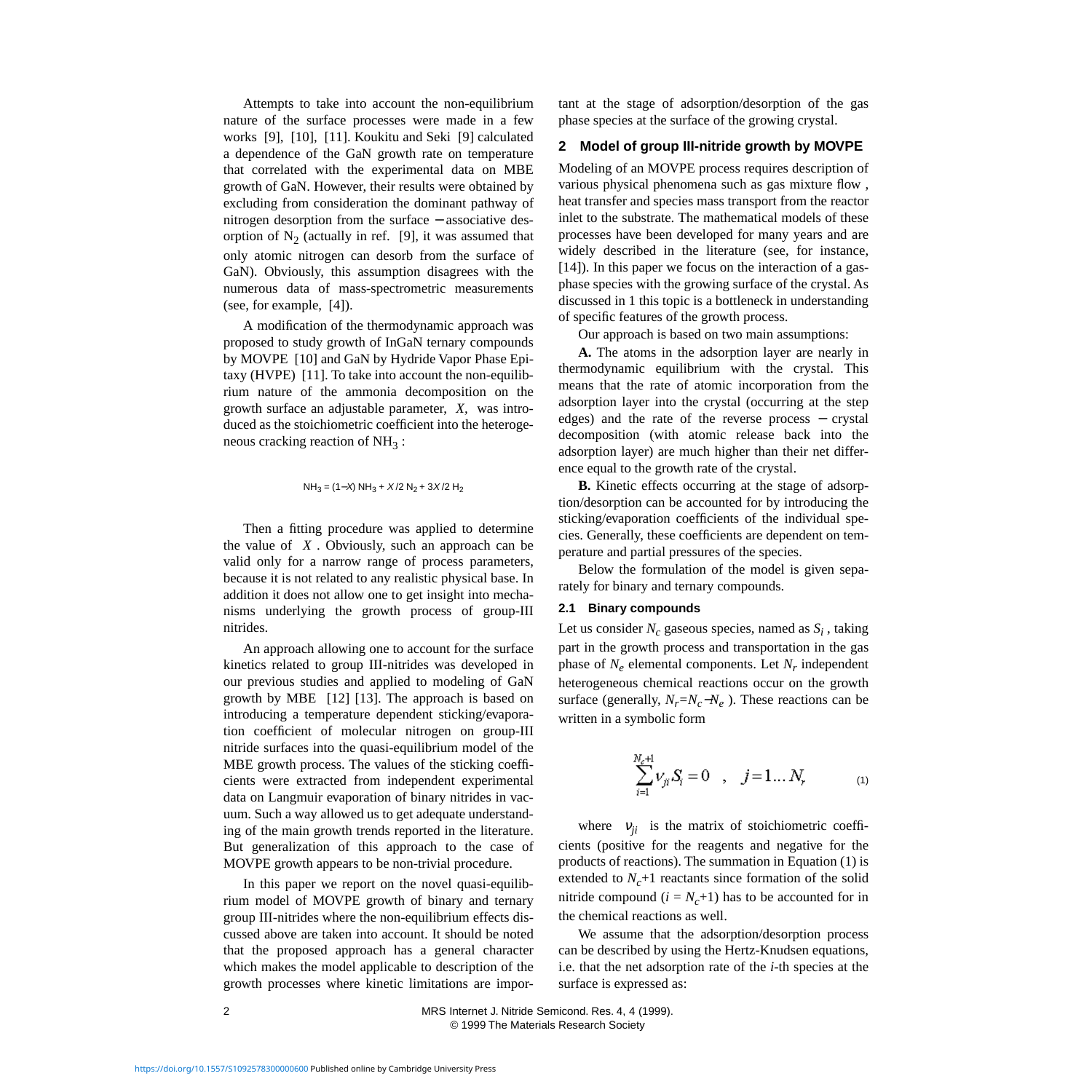Attempts to take into account the non-equilibrium nature of the surface processes were made in a few works [9], [10], [11]. Koukitu and Seki [9] calculated a dependence of the GaN growth rate on temperature that correlated with the experimental data on MBE growth of GaN. However, their results were obtained by excluding from consideration the dominant pathway of nitrogen desorption from the surface − associative desorption of $N_2$ (actually in ref. [9], it was assumed that only atomic nitrogen can desorb from the surface of GaN). Obviously, this assumption disagrees with the numerous data of mass-spectrometric measurements (see, for example, [4]).

A modification of the thermodynamic approach was proposed to study growth of InGaN ternary compounds by MOVPE [10] and GaN by Hydride Vapor Phase Epitaxy (HVPE) [11]. To take into account the non-equilibrium nature of the ammonia decomposition on the growth surface an adjustable parameter, *X*, was introduced as the stoichiometric coefficient into the heterogeneous cracking reaction of $NH_3$ :

$$NH_3 = (1-X)\, NH_3 + X/2\, N_2 + 3X/2\, H_2$$

Then a fitting procedure was applied to determine the value of *X* . Obviously, such an approach can be valid only for a narrow range of process parameters, because it is not related to any realistic physical base. In addition it does not allow one to get insight into mechanisms underlying the growth process of group-III nitrides.

An approach allowing one to account for the surface kinetics related to group III-nitrides was developed in our previous studies and applied to modeling of GaN growth by MBE [12] [13]. The approach is based on introducing a temperature dependent sticking/evaporation coefficient of molecular nitrogen on group-III nitride surfaces into the quasi-equilibrium model of the MBE growth process. The values of the sticking coefficients were extracted from independent experimental data on Langmuir evaporation of binary nitrides in vacuum. Such a way allowed us to get adequate understanding of the main growth trends reported in the literature. But generalization of this approach to the case of MOVPE growth appears to be non-trivial procedure.

In this paper we report on the novel quasi-equilibrium model of MOVPE growth of binary and ternary group III-nitrides where the non-equilibrium effects discussed above are taken into account. It should be noted that the proposed approach has a general character which makes the model applicable to description of the growth processes where kinetic limitations are important at the stage of adsorption/desorption of the gas phase species at the surface of the growing crystal.

## 2 Model of group III-nitride growth by MOVPE

Modeling of an MOVPE process requires description of various physical phenomena such as gas mixture flow , heat transfer and species mass transport from the reactor inlet to the substrate. The mathematical models of these processes have been developed for many years and are widely described in the literature (see, for instance, [14]). In this paper we focus on the interaction of a gas-phase species with the growing surface of the crystal. As discussed in 1 this topic is a bottleneck in understanding of specific features of the growth process.

Our approach is based on two main assumptions:

**A.** The atoms in the adsorption layer are nearly in thermodynamic equilibrium with the crystal. This means that the rate of atomic incorporation from the adsorption layer into the crystal (occurring at the step edges) and the rate of the reverse process − crystal decomposition (with atomic release back into the adsorption layer) are much higher than their net difference equal to the growth rate of the crystal.

**B.** Kinetic effects occurring at the stage of adsorption/desorption can be accounted for by introducing the sticking/evaporation coefficients of the individual species. Generally, these coefficients are dependent on temperature and partial pressures of the species.

Below the formulation of the model is given separately for binary and ternary compounds.

### 2.1 Binary compounds

Let us consider $N_c$ gaseous species, named as $S_i$ , taking part in the growth process and transportation in the gas phase of $N_e$ elemental components. Let $N_r$ independent heterogeneous chemical reactions occur on the growth surface (generally, $N_r = N_c - N_e$ ). These reactions can be written in a symbolic form

$$\sum_{i=1}^{N_c+1} \nu_{ji} S_i = 0 \quad , \quad j = 1 \ldots N_r \qquad (1)$$

where $\nu_{ji}$ is the matrix of stoichiometric coefficients (positive for the reagents and negative for the products of reactions). The summation in Equation (1) is extended to $N_c$+1 reactants since formation of the solid nitride compound ($i = N_c$+1) has to be accounted for in the chemical reactions as well.

We assume that the adsorption/desorption process can be described by using the Hertz-Knudsen equations, i.e. that the net adsorption rate of the *i*-th species at the surface is expressed as: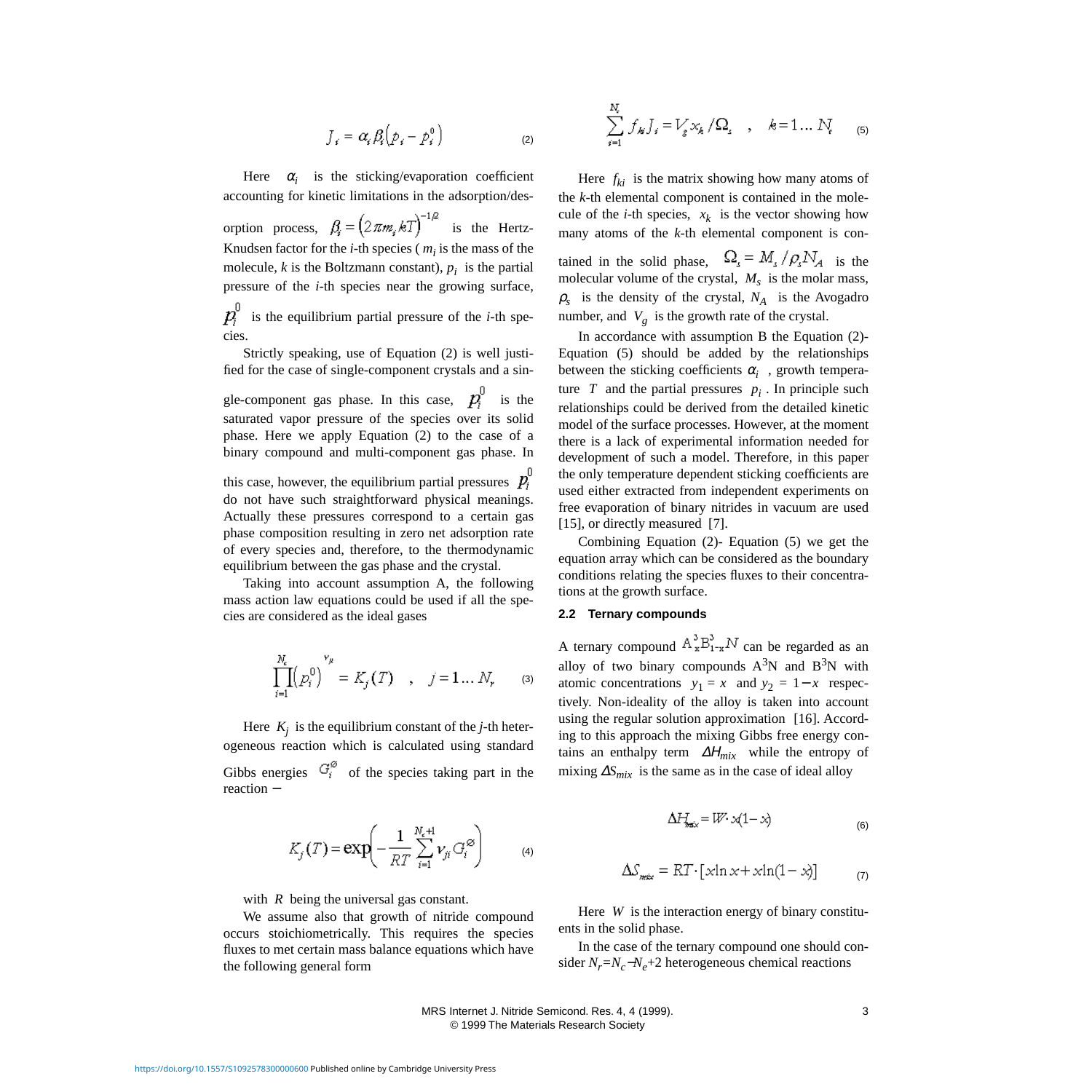$$J_i = \alpha_i \beta_i \left(p_i - p_i^0\right) \qquad (2)$$

Here $\alpha_i$ is the sticking/evaporation coefficient accounting for kinetic limitations in the adsorption/desorption process, $\beta_i = \left(2\pi m_i kT\right)^{-1/2}$ is the Hertz-Knudsen factor for the $i$-th species ( $m_i$ is the mass of the molecule, $k$ is the Boltzmann constant), $p_i$ is the partial pressure of the $i$-th species near the growing surface, $p_i^0$ is the equilibrium partial pressure of the $i$-th species.

Strictly speaking, use of Equation (2) is well justified for the case of single-component crystals and a single-component gas phase. In this case, $p_i^0$ is the saturated vapor pressure of the species over its solid phase. Here we apply Equation (2) to the case of a binary compound and multi-component gas phase. In this case, however, the equilibrium partial pressures $p_i^0$ do not have such straightforward physical meanings. Actually these pressures correspond to a certain gas phase composition resulting in zero net adsorption rate of every species and, therefore, to the thermodynamic equilibrium between the gas phase and the crystal.

Taking into account assumption A, the following mass action law equations could be used if all the species are considered as the ideal gases

$$\prod_{i=1}^{N_c} \left(p_i^0\right)^{\nu_{ji}} = K_j(T) \quad , \quad j = 1 \ldots N_r \qquad (3)$$

Here $K_j$ is the equilibrium constant of the $j$-th heterogeneous reaction which is calculated using standard Gibbs energies $G_i^{\varnothing}$ of the species taking part in the reaction −

$$K_j(T) = \exp\left(-\frac{1}{RT}\sum_{i=1}^{N_c+1} \nu_{ji} G_i^{\varnothing}\right) \qquad (4)$$

with $R$ being the universal gas constant.

We assume also that growth of nitride compound occurs stoichiometrically. This requires the species fluxes to met certain mass balance equations which have the following general form

$$\sum_{i=1}^{N_c} f_{ki} J_i = V_g x_k / \Omega_s \quad , \quad k = 1 \ldots N_e \qquad (5)$$

Here $f_{ki}$ is the matrix showing how many atoms of the $k$-th elemental component is contained in the molecule of the $i$-th species, $x_k$ is the vector showing how many atoms of the $k$-th elemental component is contained in the solid phase, $\Omega_s = M_s / \rho_s N_A$ is the molecular volume of the crystal, $M_s$ is the molar mass, $\rho_s$ is the density of the crystal, $N_A$ is the Avogadro number, and $V_g$ is the growth rate of the crystal.

In accordance with assumption B the Equation (2)-Equation (5) should be added by the relationships between the sticking coefficients $\alpha_i$ , growth temperature $T$ and the partial pressures $p_i$ . In principle such relationships could be derived from the detailed kinetic model of the surface processes. However, at the moment there is a lack of experimental information needed for development of such a model. Therefore, in this paper the only temperature dependent sticking coefficients are used either extracted from independent experiments on free evaporation of binary nitrides in vacuum are used [15], or directly measured [7].

Combining Equation (2)- Equation (5) we get the equation array which can be considered as the boundary conditions relating the species fluxes to their concentrations at the growth surface.

### 2.2 Ternary compounds

A ternary compound $A_x^3 B_{1-x}^3 N$ can be regarded as an alloy of two binary compounds $A^3N$ and $B^3N$ with atomic concentrations $y_1 = x$ and $y_2 = 1-x$ respectively. Non-ideality of the alloy is taken into account using the regular solution approximation [16]. According to this approach the mixing Gibbs free energy contains an enthalpy term $\Delta H_{mix}$ while the entropy of mixing $\Delta S_{mix}$ is the same as in the case of ideal alloy

$$\Delta H_{mix} = W \cdot x(1-x) \qquad (6)$$

$$\Delta S_{mix} = RT \cdot [x \ln x + x \ln(1-x)] \qquad (7)$$

Here $W$ is the interaction energy of binary constituents in the solid phase.

In the case of the ternary compound one should consider $N_r = N_c - N_e + 2$ heterogeneous chemical reactions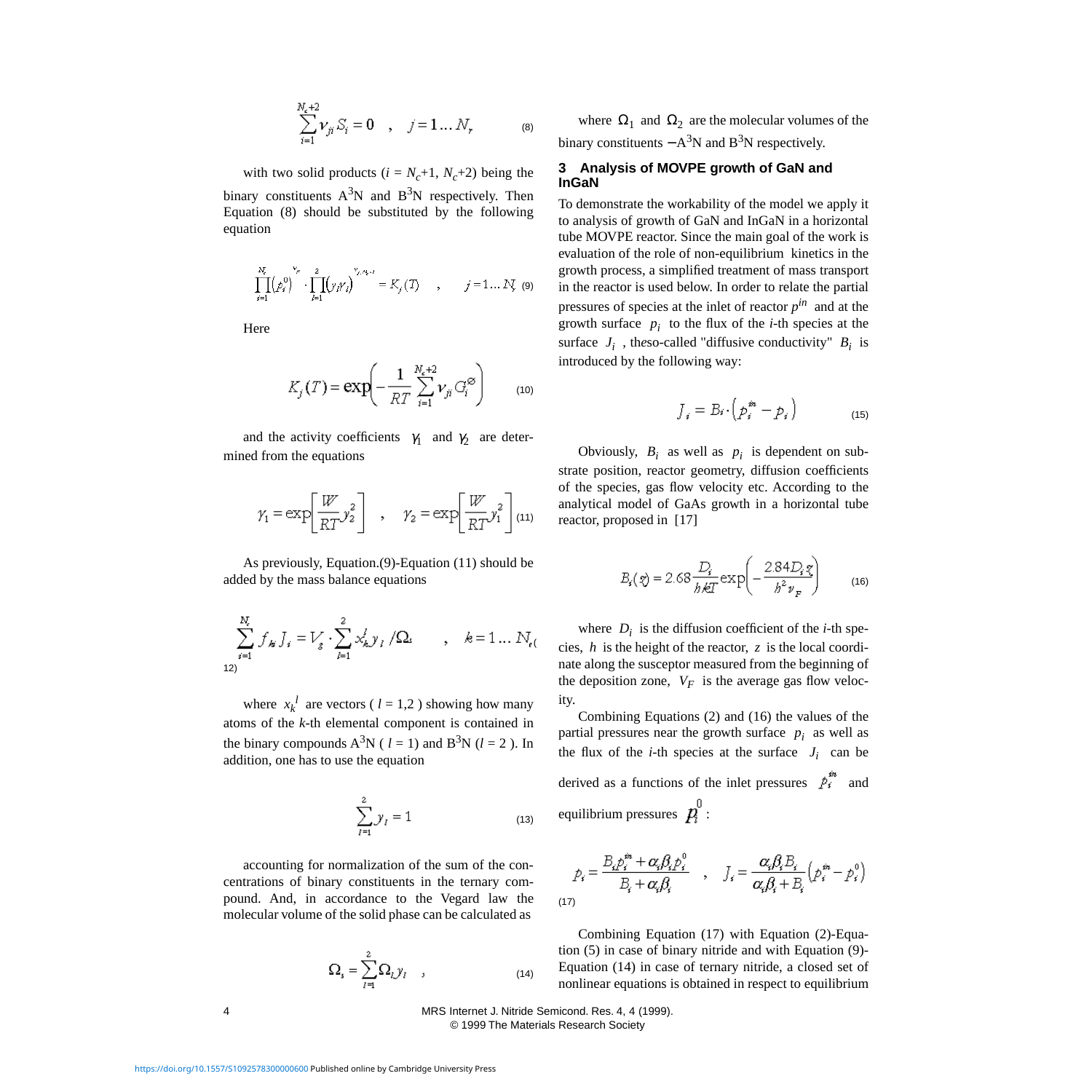$$\sum_{i=1}^{N_c+2} \nu_{ji} S_i = 0 \quad , \quad j = 1 \ldots N_r \tag{8}$$

with two solid products ($i = N_c+1$, $N_c+2$) being the binary constituents $A^3N$ and $B^3N$ respectively. Then Equation (8) should be substituted by the following equation

$$\prod_{i=1}^{N_c} \left(p_i^0\right)^{\nu_{ji}} \cdot \prod_{l=1}^{2} \left(y_l \gamma_l\right)^{\nu_{j,N_c+l}} = K_j(T) \quad , \quad j = 1 \ldots N_r \tag{9}$$

Here

$$K_j(T) = \exp\left(-\frac{1}{RT} \sum_{i=1}^{N_c+2} \nu_{ji} G_i^{\varnothing}\right) \tag{10}$$

and the activity coefficients $\gamma_1$ and $\gamma_2$ are determined from the equations

$$\gamma_1 = \exp\left[\frac{W}{RT} y_2^2\right] \quad , \quad \gamma_2 = \exp\left[\frac{W}{RT} y_1^2\right] \tag{11}$$

As previously, Equation.(9)-Equation (11) should be added by the mass balance equations

$$\sum_{i=1}^{N_c} f_{ki} J_i = V_g \cdot \sum_{l=1}^{2} x_k^l y_l / \Omega_s \quad , \quad k = 1 \ldots N_e \tag{12}$$

where $x_k^l$ are vectors ( $l = 1,2$ ) showing how many atoms of the $k$-th elemental component is contained in the binary compounds $A^3N$ ( $l = 1$) and $B^3N$ ($l = 2$ ). In addition, one has to use the equation

$$\sum_{l=1}^{2} y_l = 1 \tag{13}$$

accounting for normalization of the sum of the concentrations of binary constituents in the ternary compound. And, in accordance to the Vegard law the molecular volume of the solid phase can be calculated as

$$\Omega_s = \sum_{l=1}^{2} \Omega_l y_l \quad , \tag{14}$$

where $\Omega_1$ and $\Omega_2$ are the molecular volumes of the binary constituents $-A^3N$ and $B^3N$ respectively.

## 3 Analysis of MOVPE growth of GaN and InGaN

To demonstrate the workability of the model we apply it to analysis of growth of GaN and InGaN in a horizontal tube MOVPE reactor. Since the main goal of the work is evaluation of the role of non-equilibrium kinetics in the growth process, a simplified treatment of mass transport in the reactor is used below. In order to relate the partial pressures of species at the inlet of reactor $p^{in}$ and at the growth surface $p_i$ to the flux of the $i$-th species at the surface $J_i$ , theso-called "diffusive conductivity" $B_i$ is introduced by the following way:

$$J_i = B_i \cdot \left(p_i^{in} - p_i\right) \tag{15}$$

Obviously, $B_i$ as well as $p_i$ is dependent on substrate position, reactor geometry, diffusion coefficients of the species, gas flow velocity etc. According to the analytical model of GaAs growth in a horizontal tube reactor, proposed in [17]

$$B_i(z) = 2.68 \frac{D_i}{hkT} \exp\left(-\frac{2.84 D_i z}{h^2 v_F}\right) \tag{16}$$

where $D_i$ is the diffusion coefficient of the $i$-th species, $h$ is the height of the reactor, $z$ is the local coordinate along the susceptor measured from the beginning of the deposition zone, $V_F$ is the average gas flow velocity.

Combining Equations (2) and (16) the values of the partial pressures near the growth surface $p_i$ as well as the flux of the $i$-th species at the surface $J_i$ can be derived as a functions of the inlet pressures $p_i^{in}$ and equilibrium pressures $p_i^0$ :

$$p_i = \frac{B_i p_i^{in} + \alpha_i \beta_i p_i^0}{B_i + \alpha_i \beta_i} \quad , \quad J_i = \frac{\alpha_i \beta_i B_i}{\alpha_i \beta_i + B_i}\left(p_i^{in} - p_i^0\right) \tag{17}$$

Combining Equation (17) with Equation (2)-Equation (5) in case of binary nitride and with Equation (9)-Equation (14) in case of ternary nitride, a closed set of nonlinear equations is obtained in respect to equilibrium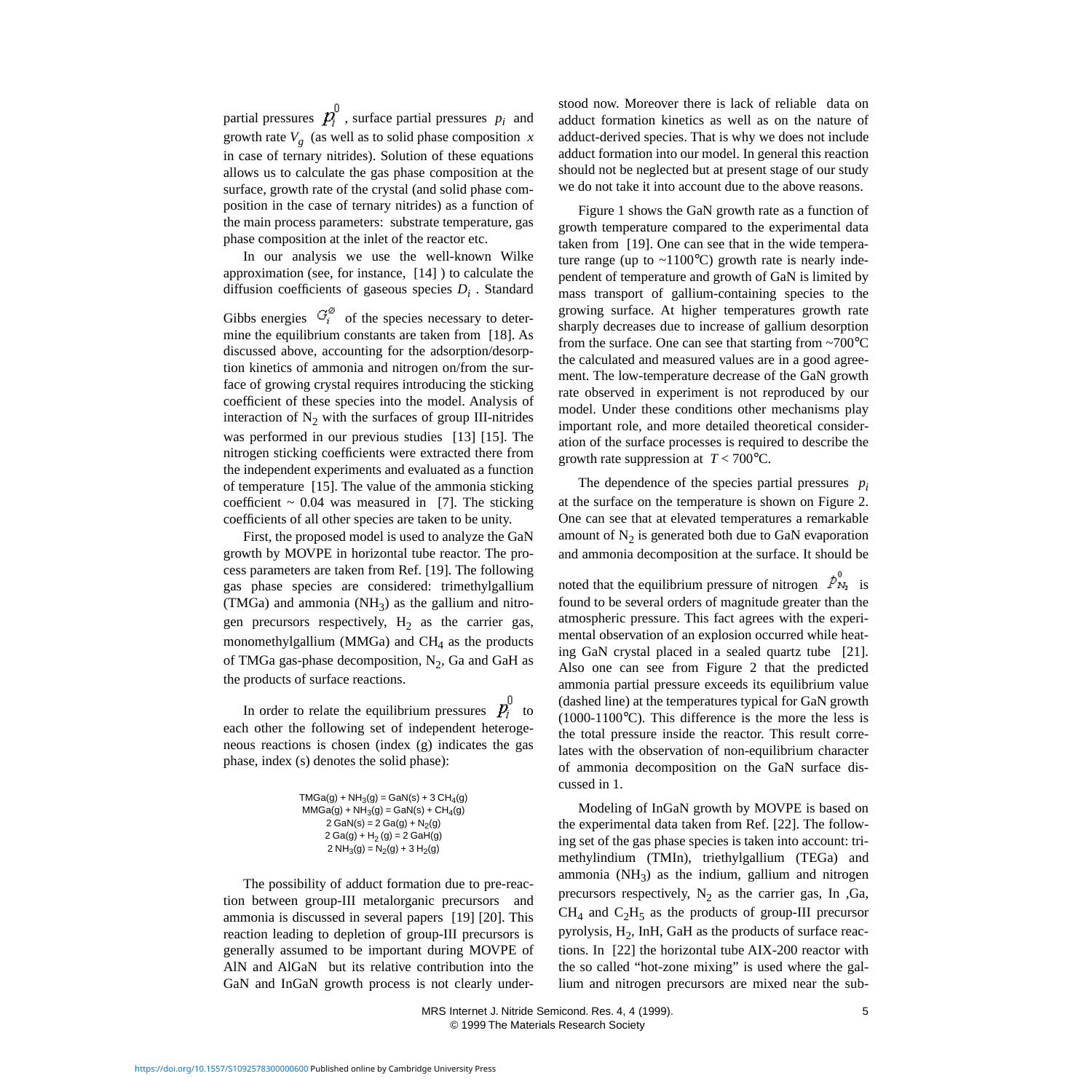partial pressures $p_i^0$, surface partial pressures $p_i$ and growth rate $V_g$ (as well as to solid phase composition $x$ in case of ternary nitrides). Solution of these equations allows us to calculate the gas phase composition at the surface, growth rate of the crystal (and solid phase composition in the case of ternary nitrides) as a function of the main process parameters: substrate temperature, gas phase composition at the inlet of the reactor etc.

In our analysis we use the well-known Wilke approximation (see, for instance, [14] ) to calculate the diffusion coefficients of gaseous species $D_i$ . Standard Gibbs energies $G_i^{\varnothing}$ of the species necessary to determine the equilibrium constants are taken from [18]. As discussed above, accounting for the adsorption/desorption kinetics of ammonia and nitrogen on/from the surface of growing crystal requires introducing the sticking coefficient of these species into the model. Analysis of interaction of $N_2$ with the surfaces of group III-nitrides was performed in our previous studies [13] [15]. The nitrogen sticking coefficients were extracted there from the independent experiments and evaluated as a function of temperature [15]. The value of the ammonia sticking coefficient ~ 0.04 was measured in [7]. The sticking coefficients of all other species are taken to be unity.

First, the proposed model is used to analyze the GaN growth by MOVPE in horizontal tube reactor. The process parameters are taken from Ref. [19]. The following gas phase species are considered: trimethylgallium (TMGa) and ammonia ($NH_3$) as the gallium and nitrogen precursors respectively, $H_2$ as the carrier gas, monomethylgallium (MMGa) and $CH_4$ as the products of TMGa gas-phase decomposition, $N_2$, Ga and GaH as the products of surface reactions.

In order to relate the equilibrium pressures $p_i^0$ to each other the following set of independent heterogeneous reactions is chosen (index (g) indicates the gas phase, index (s) denotes the solid phase):

$$TMGa(g) + NH_3(g) = GaN(s) + 3\,CH_4(g)$$
$$MMGa(g) + NH_3(g) = GaN(s) + CH_4(g)$$
$$2\,GaN(s) = 2\,Ga(g) + N_2(g)$$
$$2\,Ga(g) + H_2\,(g) = 2\,GaH(g)$$
$$2\,NH_3(g) = N_2(g) + 3\,H_2(g)$$

The possibility of adduct formation due to pre-reaction between group-III metalorganic precursors and ammonia is discussed in several papers [19] [20]. This reaction leading to depletion of group-III precursors is generally assumed to be important during MOVPE of AlN and AlGaN but its relative contribution into the GaN and InGaN growth process is not clearly understood now. Moreover there is lack of reliable data on adduct formation kinetics as well as on the nature of adduct-derived species. That is why we does not include adduct formation into our model. In general this reaction should not be neglected but at present stage of our study we do not take it into account due to the above reasons.

Figure 1 shows the GaN growth rate as a function of growth temperature compared to the experimental data taken from [19]. One can see that in the wide temperature range (up to ~1100°C) growth rate is nearly independent of temperature and growth of GaN is limited by mass transport of gallium-containing species to the growing surface. At higher temperatures growth rate sharply decreases due to increase of gallium desorption from the surface. One can see that starting from ~700°C the calculated and measured values are in a good agreement. The low-temperature decrease of the GaN growth rate observed in experiment is not reproduced by our model. Under these conditions other mechanisms play important role, and more detailed theoretical consideration of the surface processes is required to describe the growth rate suppression at $T < 700$°C.

The dependence of the species partial pressures $p_i$ at the surface on the temperature is shown on Figure 2. One can see that at elevated temperatures a remarkable amount of $N_2$ is generated both due to GaN evaporation and ammonia decomposition at the surface. It should be noted that the equilibrium pressure of nitrogen $p_{N_2}^0$ is found to be several orders of magnitude greater than the atmospheric pressure. This fact agrees with the experimental observation of an explosion occurred while heating GaN crystal placed in a sealed quartz tube [21]. Also one can see from Figure 2 that the predicted ammonia partial pressure exceeds its equilibrium value (dashed line) at the temperatures typical for GaN growth (1000-1100°C). This difference is the more the less is the total pressure inside the reactor. This result correlates with the observation of non-equilibrium character of ammonia decomposition on the GaN surface discussed in 1.

Modeling of InGaN growth by MOVPE is based on the experimental data taken from Ref. [22]. The following set of the gas phase species is taken into account: trimethylindium (TMIn), triethylgallium (TEGa) and ammonia ($NH_3$) as the indium, gallium and nitrogen precursors respectively, $N_2$ as the carrier gas, In ,Ga, $CH_4$ and $C_2H_5$ as the products of group-III precursor pyrolysis, $H_2$, InH, GaH as the products of surface reactions. In [22] the horizontal tube AIX-200 reactor with the so called "hot-zone mixing" is used where the gallium and nitrogen precursors are mixed near the sub-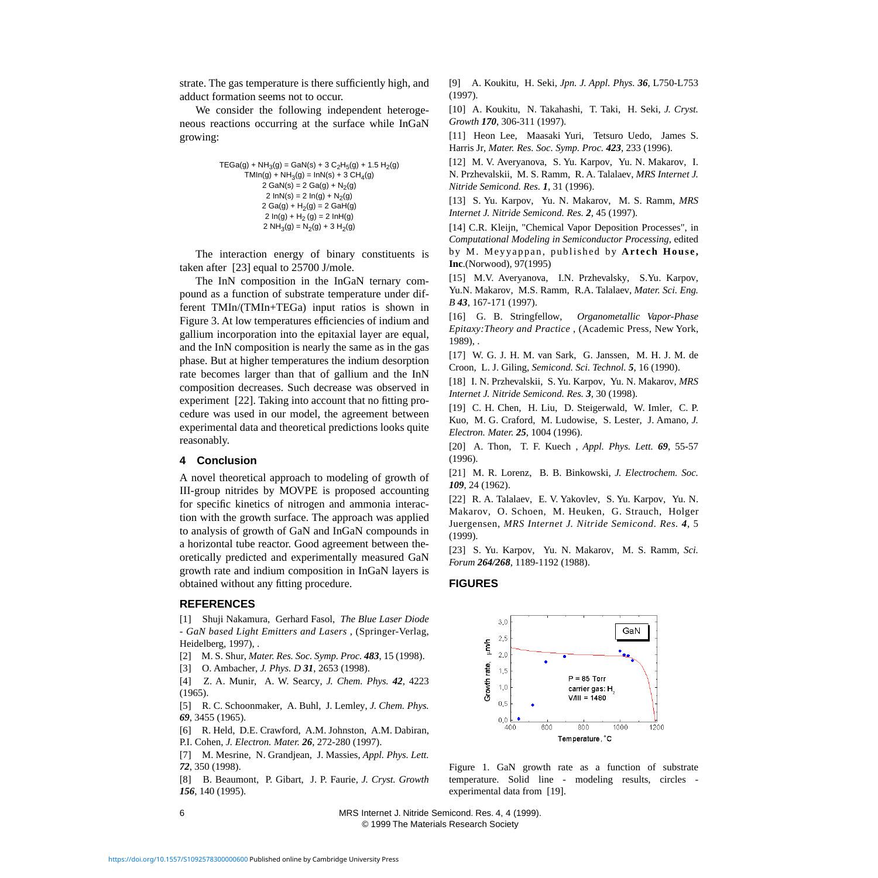strate. The gas temperature is there sufficiently high, and adduct formation seems not to occur.

We consider the following independent heterogeneous reactions occurring at the surface while InGaN growing:

$$TEGa(g) + NH_3(g) = GaN(s) + 3\ C_2H_5(g) + 1.5\ H_2(g)$$
$$TMIn(g) + NH_3(g) = InN(s) + 3\ CH_4(g)$$
$$2\ GaN(s) = 2\ Ga(g) + N_2(g)$$
$$2\ InN(s) = 2\ In(g) + N_2(g)$$
$$2\ Ga(g) + H_2(g) = 2\ GaH(g)$$
$$2\ In(g) + H_2(g) = 2\ InH(g)$$
$$2\ NH_3(g) = N_2(g) + 3\ H_2(g)$$

The interaction energy of binary constituents is taken after [23] equal to 25700 J/mole.

The InN composition in the InGaN ternary compound as a function of substrate temperature under different TMIn/(TMIn+TEGa) input ratios is shown in Figure 3. At low temperatures efficiencies of indium and gallium incorporation into the epitaxial layer are equal, and the InN composition is nearly the same as in the gas phase. But at higher temperatures the indium desorption rate becomes larger than that of gallium and the InN composition decreases. Such decrease was observed in experiment [22]. Taking into account that no fitting procedure was used in our model, the agreement between experimental data and theoretical predictions looks quite reasonably.

## 4 Conclusion

A novel theoretical approach to modeling of growth of III-group nitrides by MOVPE is proposed accounting for specific kinetics of nitrogen and ammonia interaction with the growth surface. The approach was applied to analysis of growth of GaN and InGaN compounds in a horizontal tube reactor. Good agreement between theoretically predicted and experimentally measured GaN growth rate and indium composition in InGaN layers is obtained without any fitting procedure.

## REFERENCES

[1] Shuji Nakamura, Gerhard Fasol, *The Blue Laser Diode - GaN based Light Emitters and Lasers* , (Springer-Verlag, Heidelberg, 1997), .

[2] M. S. Shur, *Mater. Res. Soc. Symp. Proc.* ***483***, 15 (1998).

[3] O. Ambacher, *J. Phys. D* ***31***, 2653 (1998).

[4] Z. A. Munir, A. W. Searcy, *J. Chem. Phys.* ***42***, 4223 (1965).

[5] R. C. Schoonmaker, A. Buhl, J. Lemley, *J. Chem. Phys.* ***69***, 3455 (1965).

[6] R. Held, D.E. Crawford, A.M. Johnston, A.M. Dabiran, P.I. Cohen, *J. Electron. Mater.* ***26***, 272-280 (1997).

[7] M. Mesrine, N. Grandjean, J. Massies, *Appl. Phys. Lett.* ***72***, 350 (1998).

[8] B. Beaumont, P. Gibart, J. P. Faurie, *J. Cryst. Growth* ***156***, 140 (1995).

[9] A. Koukitu, H. Seki, *Jpn. J. Appl. Phys.* ***36***, L750-L753 (1997).

[10] A. Koukitu, N. Takahashi, T. Taki, H. Seki, *J. Cryst. Growth* ***170***, 306-311 (1997).

[11] Heon Lee, Maasaki Yuri, Tetsuro Uedo, James S. Harris Jr, *Mater. Res. Soc. Symp. Proc.* ***423***, 233 (1996).

[12] M. V. Averyanova, S. Yu. Karpov, Yu. N. Makarov, I. N. Przhevalskii, M. S. Ramm, R. A. Talalaev, *MRS Internet J. Nitride Semicond. Res.* ***1***, 31 (1996).

[13] S. Yu. Karpov, Yu. N. Makarov, M. S. Ramm, *MRS Internet J. Nitride Semicond. Res.* ***2***, 45 (1997).

[14] C.R. Kleijn, "Chemical Vapor Deposition Processes", in *Computational Modeling in Semiconductor Processing*, edited by M. Meyyappan, published by **Artech House, Inc**.(Norwood), 97(1995)

[15] M.V. Averyanova, I.N. Przhevalsky, S.Yu. Karpov, Yu.N. Makarov, M.S. Ramm, R.A. Talalaev, *Mater. Sci. Eng. B* ***43***, 167-171 (1997).

[16] G. B. Stringfellow, *Organometallic Vapor-Phase Epitaxy:Theory and Practice* , (Academic Press, New York, 1989), .

[17] W. G. J. H. M. van Sark, G. Janssen, M. H. J. M. de Croon, L. J. Giling, *Semicond. Sci. Technol.* ***5***, 16 (1990).

[18] I. N. Przhevalskii, S. Yu. Karpov, Yu. N. Makarov, *MRS Internet J. Nitride Semicond. Res.* ***3***, 30 (1998).

[19] C. H. Chen, H. Liu, D. Steigerwald, W. Imler, C. P. Kuo, M. G. Craford, M. Ludowise, S. Lester, J. Amano, *J. Electron. Mater.* ***25***, 1004 (1996).

[20] A. Thon, T. F. Kuech , *Appl. Phys. Lett.* ***69***, 55-57 (1996).

[21] M. R. Lorenz, B. B. Binkowski, *J. Electrochem. Soc.* ***109***, 24 (1962).

[22] R. A. Talalaev, E. V. Yakovlev, S. Yu. Karpov, Yu. N. Makarov, O. Schoen, M. Heuken, G. Strauch, Holger Juergensen, *MRS Internet J. Nitride Semicond. Res.* ***4***, 5 (1999).

[23] S. Yu. Karpov, Yu. N. Makarov, M. S. Ramm, *Sci. Forum* ***264/268***, 1189-1192 (1988).

## FIGURES

Figure 1. GaN growth rate as a function of substrate temperature. Solid line - modeling results, circles - experimental data from [19].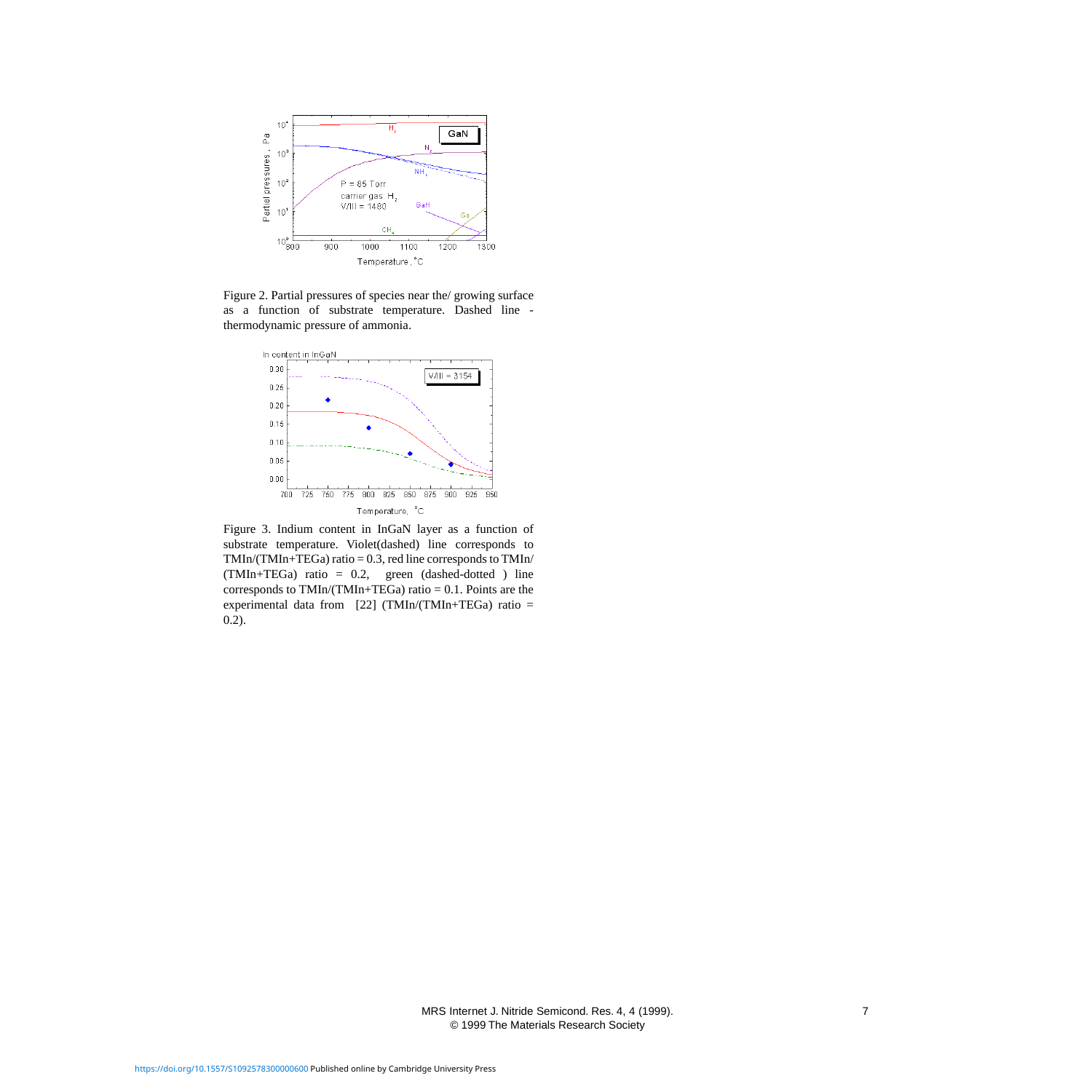GaN

$H_2$

$N_2$

$NH_3$

P = 85 Torr

carrier gas: $H_2$

V/III = 1480

GaH

Ga

$CH_4$

Partial pressures, Pa

$10^4$

$10^3$

$10^2$

$10^1$

$10^0$

800 900 1000 1100 1200 1300

Temperature, °C

Figure 2. Partial pressures of species near the/ growing surface as a function of substrate temperature. Dashed line - thermodynamic pressure of ammonia.

In content in InGaN

V/III = 3154

0.30

0.25

0.20

0.15

0.10

0.05

0.00

700 725 750 775 800 825 850 875 900 925 950

Temperature, °C

Figure 3. Indium content in InGaN layer as a function of substrate temperature. Violet(dashed) line corresponds to TMIn/(TMIn+TEGa) ratio = 0.3, red line corresponds to TMIn/(TMIn+TEGa) ratio = 0.2, green (dashed-dotted ) line corresponds to TMIn/(TMIn+TEGa) ratio = 0.1. Points are the experimental data from [22] (TMIn/(TMIn+TEGa) ratio = 0.2).